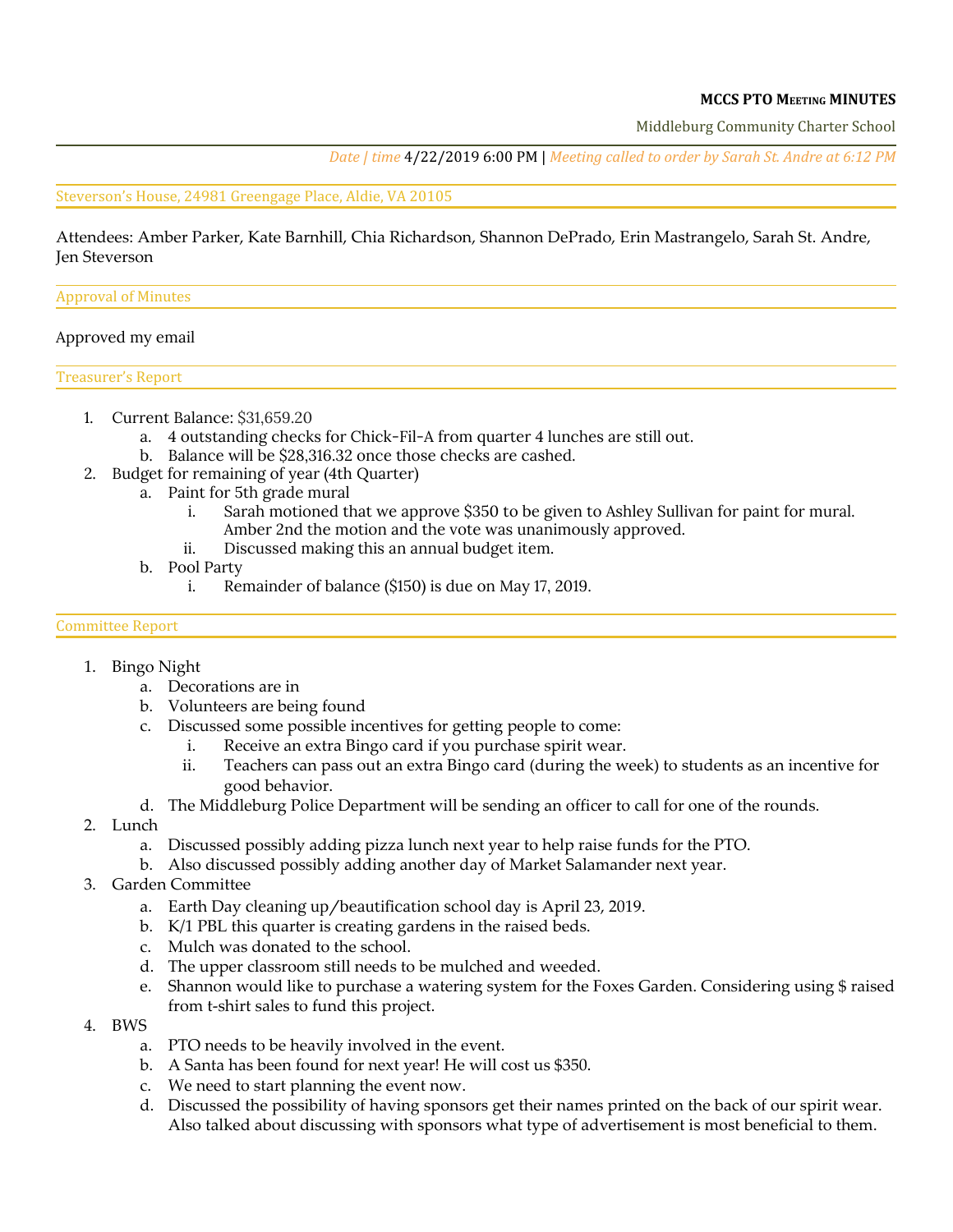**MCCS PTO MEETING MINUTES**

Middleburg Community Charter School

*Date | time* 4/22/2019 6:00 PM | *Meeting called to order by Sarah St. Andre at 6:12 PM*

Steverson's House, 24981 Greengage Place, Aldie, VA 20105

Attendees: Amber Parker, Kate Barnhill, Chia Richardson, Shannon DePrado, Erin Mastrangelo, Sarah St. Andre, Jen Steverson

## Approval of Minutes

Approved my email

## Treasurer's Report

1. Current Balance: $31,659.20
   a. 4 outstanding checks for Chick-Fil-A from quarter 4 lunches are still out.
   b. Balance will be $28,316.32 once those checks are cashed.
2. Budget for remaining of year (4th Quarter)
   a. Paint for 5th grade mural
      i. Sarah motioned that we approve $350 to be given to Ashley Sullivan for paint for mural. Amber 2nd the motion and the vote was unanimously approved.
      ii. Discussed making this an annual budget item.
   b. Pool Party
      i. Remainder of balance ($150) is due on May 17, 2019.

## Committee Report

1. Bingo Night
   a. Decorations are in
   b. Volunteers are being found
   c. Discussed some possible incentives for getting people to come:
      i. Receive an extra Bingo card if you purchase spirit wear.
      ii. Teachers can pass out an extra Bingo card (during the week) to students as an incentive for good behavior.
   d. The Middleburg Police Department will be sending an officer to call for one of the rounds.
2. Lunch
   a. Discussed possibly adding pizza lunch next year to help raise funds for the PTO.
   b. Also discussed possibly adding another day of Market Salamander next year.
3. Garden Committee
   a. Earth Day cleaning up/beautification school day is April 23, 2019.
   b. K/1 PBL this quarter is creating gardens in the raised beds.
   c. Mulch was donated to the school.
   d. The upper classroom still needs to be mulched and weeded.
   e. Shannon would like to purchase a watering system for the Foxes Garden. Considering using $ raised from t-shirt sales to fund this project.
4. BWS
   a. PTO needs to be heavily involved in the event.
   b. A Santa has been found for next year! He will cost us $350.
   c. We need to start planning the event now.
   d. Discussed the possibility of having sponsors get their names printed on the back of our spirit wear. Also talked about discussing with sponsors what type of advertisement is most beneficial to them.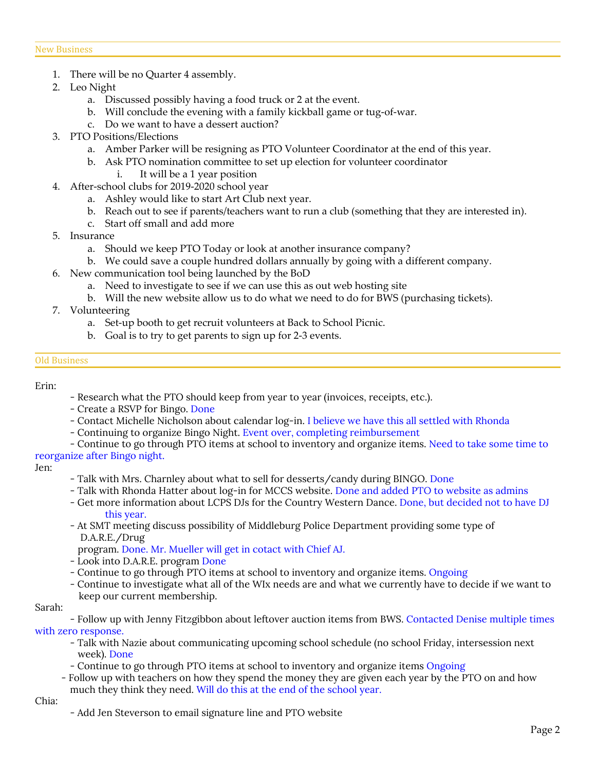## New Business

1. There will be no Quarter 4 assembly.
2. Leo Night
   a. Discussed possibly having a food truck or 2 at the event.
   b. Will conclude the evening with a family kickball game or tug-of-war.
   c. Do we want to have a dessert auction?
3. PTO Positions/Elections
   a. Amber Parker will be resigning as PTO Volunteer Coordinator at the end of this year.
   b. Ask PTO nomination committee to set up election for volunteer coordinator
      i. It will be a 1 year position
4. After-school clubs for 2019-2020 school year
   a. Ashley would like to start Art Club next year.
   b. Reach out to see if parents/teachers want to run a club (something that they are interested in).
   c. Start off small and add more
5. Insurance
   a. Should we keep PTO Today or look at another insurance company?
   b. We could save a couple hundred dollars annually by going with a different company.
6. New communication tool being launched by the BoD
   a. Need to investigate to see if we can use this as out web hosting site
   b. Will the new website allow us to do what we need to do for BWS (purchasing tickets).
7. Volunteering
   a. Set-up booth to get recruit volunteers at Back to School Picnic.
   b. Goal is to try to get parents to sign up for 2-3 events.

## Old Business

Erin:

- Research what the PTO should keep from year to year (invoices, receipts, etc.).
- Create a RSVP for Bingo. Done
- Contact Michelle Nicholson about calendar log-in. I believe we have this all settled with Rhonda
- Continuing to organize Bingo Night. Event over, completing reimbursement
- Continue to go through PTO items at school to inventory and organize items. Need to take some time to reorganize after Bingo night.

Jen:

- Talk with Mrs. Charnley about what to sell for desserts/candy during BINGO. Done
- Talk with Rhonda Hatter about log-in for MCCS website. Done and added PTO to website as admins
- Get more information about LCPS DJs for the Country Western Dance. Done, but decided not to have DJ this year.
- At SMT meeting discuss possibility of Middleburg Police Department providing some type of D.A.R.E./Drug program. Done. Mr. Mueller will get in cotact with Chief AJ.
- Look into D.A.R.E. program Done
- Continue to go through PTO items at school to inventory and organize items. Ongoing
- Continue to investigate what all of the WIx needs are and what we currently have to decide if we want to keep our current membership.

Sarah:

- Follow up with Jenny Fitzgibbon about leftover auction items from BWS. Contacted Denise multiple times with zero response.
- Talk with Nazie about communicating upcoming school schedule (no school Friday, intersession next week). Done
- Continue to go through PTO items at school to inventory and organize items Ongoing
- Follow up with teachers on how they spend the money they are given each year by the PTO on and how much they think they need. Will do this at the end of the school year.

Chia:

- Add Jen Steverson to email signature line and PTO website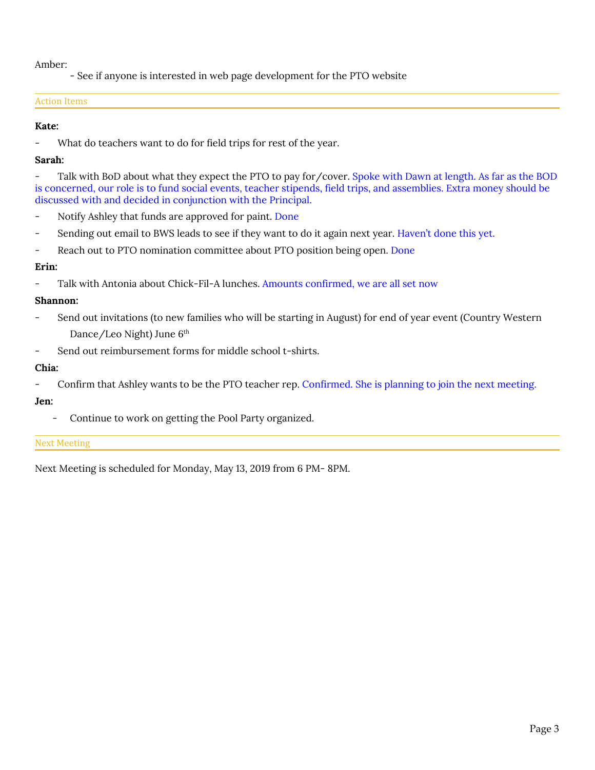Amber:

- See if anyone is interested in web page development for the PTO website

## Action Items

**Kate:**

- What do teachers want to do for field trips for rest of the year.

**Sarah:**

- Talk with BoD about what they expect the PTO to pay for/cover. Spoke with Dawn at length. As far as the BOD is concerned, our role is to fund social events, teacher stipends, field trips, and assemblies. Extra money should be discussed with and decided in conjunction with the Principal.
- Notify Ashley that funds are approved for paint. Done
- Sending out email to BWS leads to see if they want to do it again next year. Haven't done this yet.
- Reach out to PTO nomination committee about PTO position being open. Done

**Erin:**

- Talk with Antonia about Chick-Fil-A lunches. Amounts confirmed, we are all set now

**Shannon:**

- Send out invitations (to new families who will be starting in August) for end of year event (Country Western Dance/Leo Night) June 6th
- Send out reimbursement forms for middle school t-shirts.

**Chia:**

- Confirm that Ashley wants to be the PTO teacher rep. Confirmed. She is planning to join the next meeting.

**Jen:**

- Continue to work on getting the Pool Party organized.

## Next Meeting

Next Meeting is scheduled for Monday, May 13, 2019 from 6 PM- 8PM.